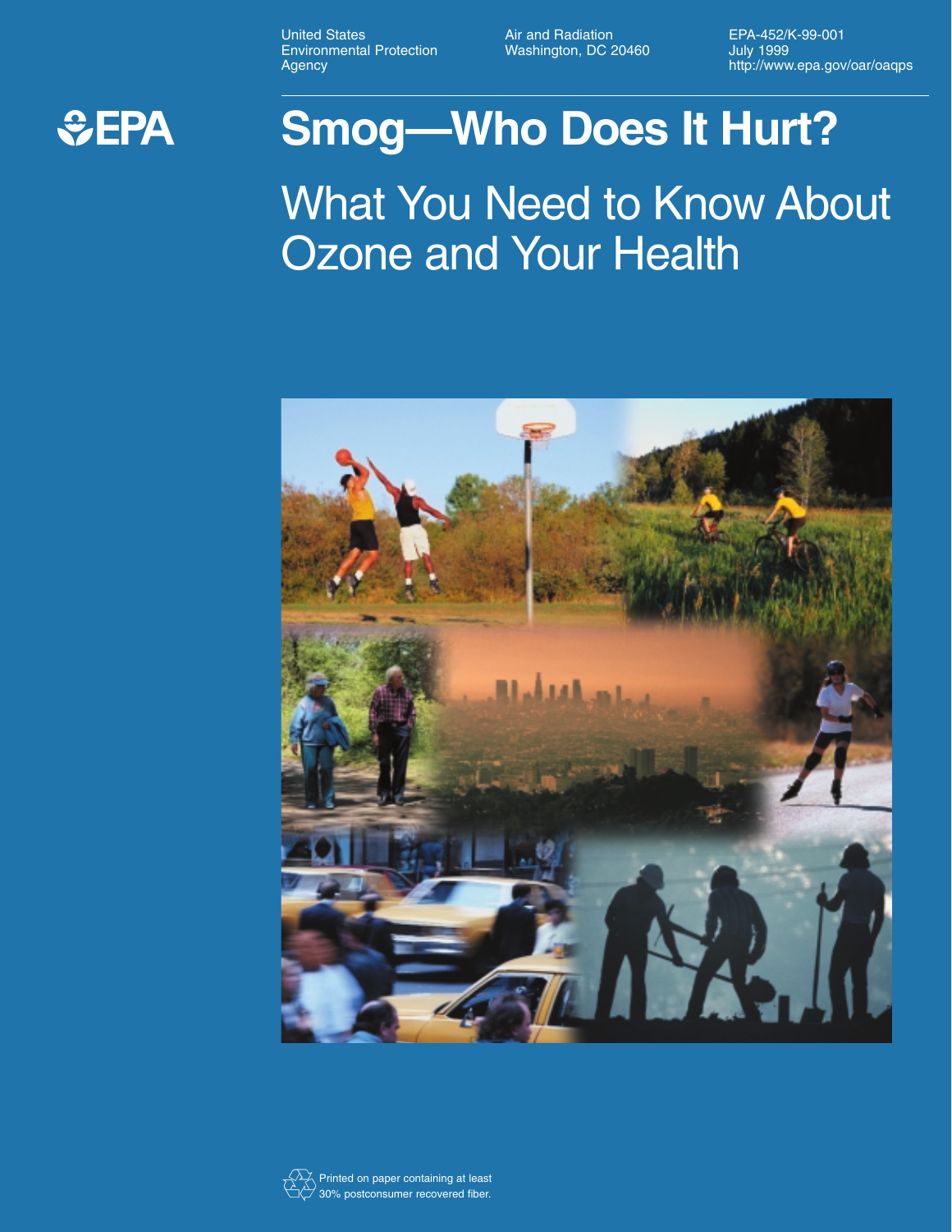United States
Environmental Protection
Agency

Air and Radiation
Washington, DC 20460

EPA-452/K-99-001
July 1999
http://www.epa.gov/oar/oaqps

EPA

# Smog—Who Does It Hurt?

## What You Need to Know About Ozone and Your Health

Printed on paper containing at least 30% postconsumer recovered fiber.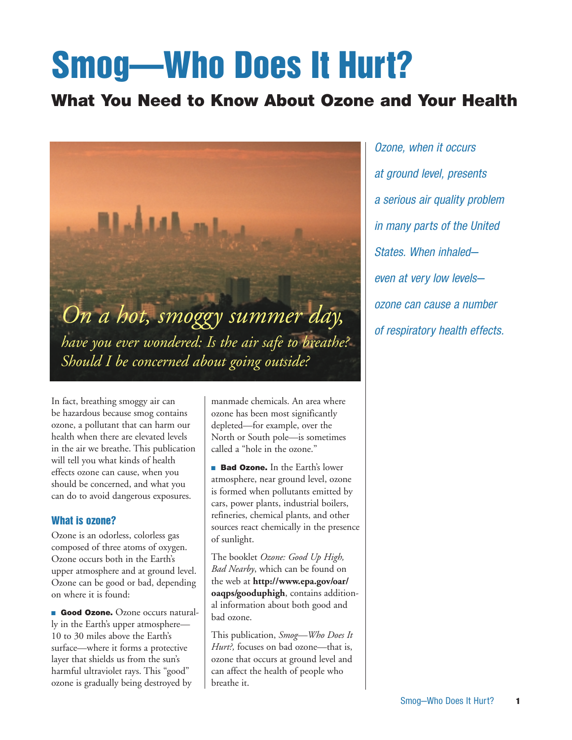# Smog—Who Does It Hurt?

## What You Need to Know About Ozone and Your Health

*On a hot, smoggy summer day, have you ever wondered: Is the air safe to breathe? Should I be concerned about going outside?*

*Ozone, when it occurs at ground level, presents a serious air quality problem in many parts of the United States. When inhaled—even at very low levels—ozone can cause a number of respiratory health effects.*

In fact, breathing smoggy air can be hazardous because smog contains ozone, a pollutant that can harm our health when there are elevated levels in the air we breathe. This publication will tell you what kinds of health effects ozone can cause, when you should be concerned, and what you can do to avoid dangerous exposures.

### What is ozone?

Ozone is an odorless, colorless gas composed of three atoms of oxygen. Ozone occurs both in the Earth's upper atmosphere and at ground level. Ozone can be good or bad, depending on where it is found:

- **Good Ozone.** Ozone occurs naturally in the Earth's upper atmosphere—10 to 30 miles above the Earth's surface—where it forms a protective layer that shields us from the sun's harmful ultraviolet rays. This "good" ozone is gradually being destroyed by manmade chemicals. An area where ozone has been most significantly depleted—for example, over the North or South pole—is sometimes called a "hole in the ozone."

- **Bad Ozone.** In the Earth's lower atmosphere, near ground level, ozone is formed when pollutants emitted by cars, power plants, industrial boilers, refineries, chemical plants, and other sources react chemically in the presence of sunlight.

The booklet *Ozone: Good Up High, Bad Nearby*, which can be found on the web at **http://www.epa.gov/oar/oaqps/gooduphigh**, contains additional information about both good and bad ozone.

This publication, *Smog—Who Does It Hurt?,* focuses on bad ozone—that is, ozone that occurs at ground level and can affect the health of people who breathe it.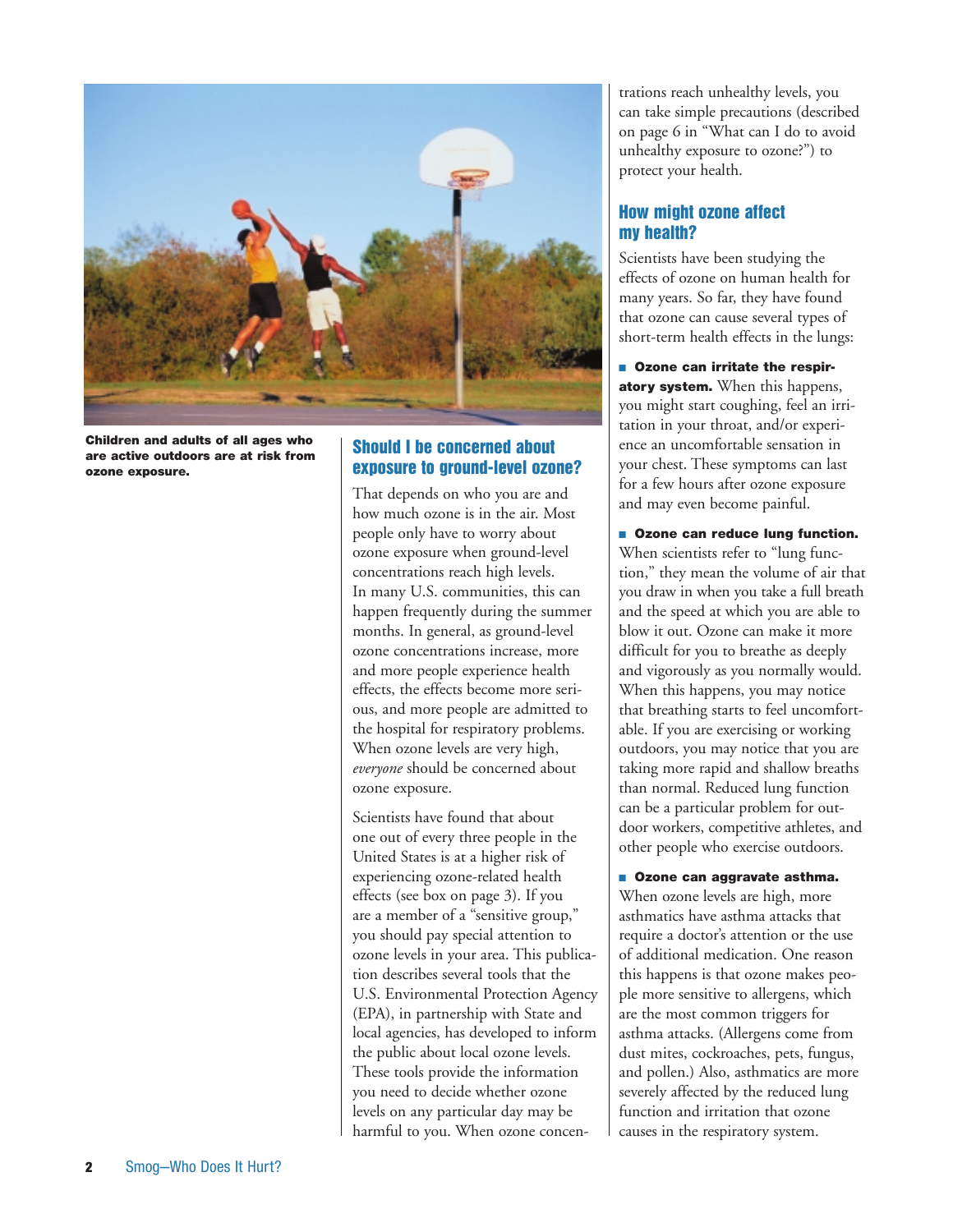**Children and adults of all ages who are active outdoors are at risk from ozone exposure.**

## Should I be concerned about exposure to ground-level ozone?

That depends on who you are and how much ozone is in the air. Most people only have to worry about ozone exposure when ground-level concentrations reach high levels. In many U.S. communities, this can happen frequently during the summer months. In general, as ground-level ozone concentrations increase, more and more people experience health effects, the effects become more serious, and more people are admitted to the hospital for respiratory problems. When ozone levels are very high, *everyone* should be concerned about ozone exposure.

Scientists have found that about one out of every three people in the United States is at a higher risk of experiencing ozone-related health effects (see box on page 3). If you are a member of a "sensitive group," you should pay special attention to ozone levels in your area. This publication describes several tools that the U.S. Environmental Protection Agency (EPA), in partnership with State and local agencies, has developed to inform the public about local ozone levels. These tools provide the information you need to decide whether ozone levels on any particular day may be harmful to you. When ozone concentrations reach unhealthy levels, you can take simple precautions (described on page 6 in "What can I do to avoid unhealthy exposure to ozone?") to protect your health.

## How might ozone affect my health?

Scientists have been studying the effects of ozone on human health for many years. So far, they have found that ozone can cause several types of short-term health effects in the lungs:

- **Ozone can irritate the respiratory system.** When this happens, you might start coughing, feel an irritation in your throat, and/or experience an uncomfortable sensation in your chest. These symptoms can last for a few hours after ozone exposure and may even become painful.

- **Ozone can reduce lung function.** When scientists refer to "lung function," they mean the volume of air that you draw in when you take a full breath and the speed at which you are able to blow it out. Ozone can make it more difficult for you to breathe as deeply and vigorously as you normally would. When this happens, you may notice that breathing starts to feel uncomfortable. If you are exercising or working outdoors, you may notice that you are taking more rapid and shallow breaths than normal. Reduced lung function can be a particular problem for outdoor workers, competitive athletes, and other people who exercise outdoors.

- **Ozone can aggravate asthma.** When ozone levels are high, more asthmatics have asthma attacks that require a doctor's attention or the use of additional medication. One reason this happens is that ozone makes people more sensitive to allergens, which are the most common triggers for asthma attacks. (Allergens come from dust mites, cockroaches, pets, fungus, and pollen.) Also, asthmatics are more severely affected by the reduced lung function and irritation that ozone causes in the respiratory system.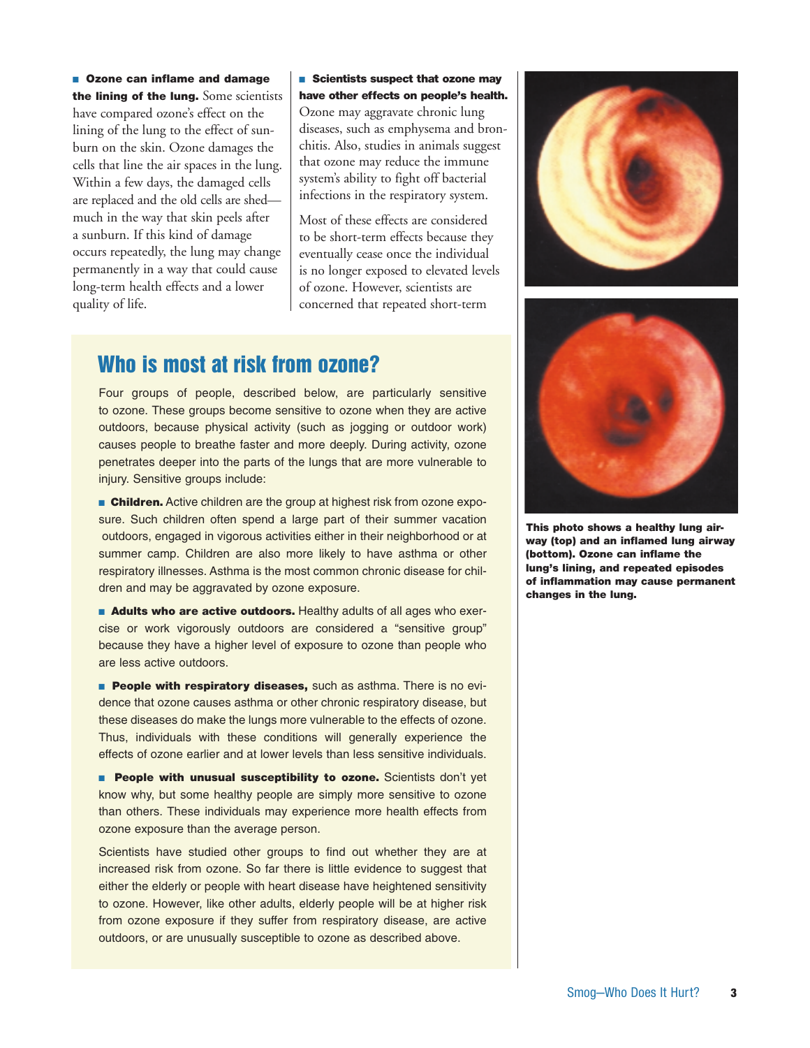**Ozone can inflame and damage the lining of the lung.** Some scientists have compared ozone's effect on the lining of the lung to the effect of sunburn on the skin. Ozone damages the cells that line the air spaces in the lung. Within a few days, the damaged cells are replaced and the old cells are shed—much in the way that skin peels after a sunburn. If this kind of damage occurs repeatedly, the lung may change permanently in a way that could cause long-term health effects and a lower quality of life.

**Scientists suspect that ozone may have other effects on people's health.** Ozone may aggravate chronic lung diseases, such as emphysema and bronchitis. Also, studies in animals suggest that ozone may reduce the immune system's ability to fight off bacterial infections in the respiratory system.

Most of these effects are considered to be short-term effects because they eventually cease once the individual is no longer exposed to elevated levels of ozone. However, scientists are concerned that repeated short-term

**This photo shows a healthy lung airway (top) and an inflamed lung airway (bottom). Ozone can inflame the lung's lining, and repeated episodes of inflammation may cause permanent changes in the lung.**

## Who is most at risk from ozone?

Four groups of people, described below, are particularly sensitive to ozone. These groups become sensitive to ozone when they are active outdoors, because physical activity (such as jogging or outdoor work) causes people to breathe faster and more deeply. During activity, ozone penetrates deeper into the parts of the lungs that are more vulnerable to injury. Sensitive groups include:

- **Children.** Active children are the group at highest risk from ozone exposure. Such children often spend a large part of their summer vacation outdoors, engaged in vigorous activities either in their neighborhood or at summer camp. Children are also more likely to have asthma or other respiratory illnesses. Asthma is the most common chronic disease for children and may be aggravated by ozone exposure.

- **Adults who are active outdoors.** Healthy adults of all ages who exercise or work vigorously outdoors are considered a "sensitive group" because they have a higher level of exposure to ozone than people who are less active outdoors.

- **People with respiratory diseases,** such as asthma. There is no evidence that ozone causes asthma or other chronic respiratory disease, but these diseases do make the lungs more vulnerable to the effects of ozone. Thus, individuals with these conditions will generally experience the effects of ozone earlier and at lower levels than less sensitive individuals.

- **People with unusual susceptibility to ozone.** Scientists don't yet know why, but some healthy people are simply more sensitive to ozone than others. These individuals may experience more health effects from ozone exposure than the average person.

Scientists have studied other groups to find out whether they are at increased risk from ozone. So far there is little evidence to suggest that either the elderly or people with heart disease have heightened sensitivity to ozone. However, like other adults, elderly people will be at higher risk from ozone exposure if they suffer from respiratory disease, are active outdoors, or are unusually susceptible to ozone as described above.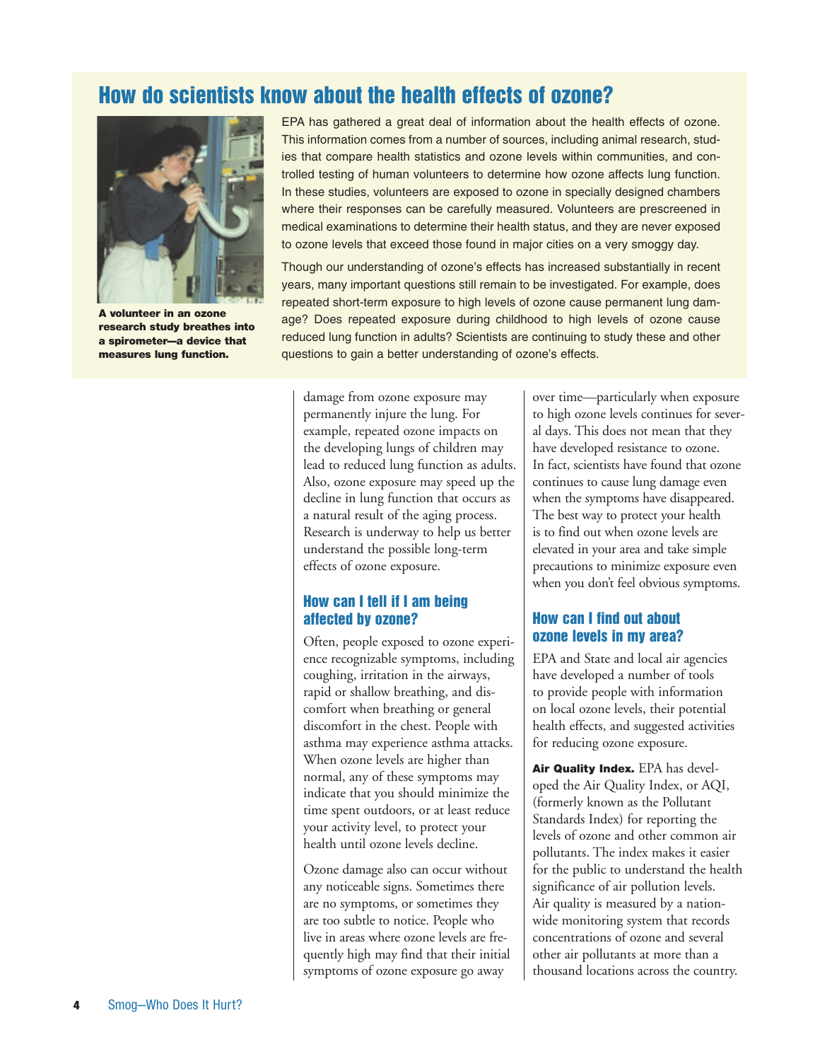## How do scientists know about the health effects of ozone?

A volunteer in an ozone research study breathes into a spirometer—a device that measures lung function.

EPA has gathered a great deal of information about the health effects of ozone. This information comes from a number of sources, including animal research, studies that compare health statistics and ozone levels within communities, and controlled testing of human volunteers to determine how ozone affects lung function. In these studies, volunteers are exposed to ozone in specially designed chambers where their responses can be carefully measured. Volunteers are prescreened in medical examinations to determine their health status, and they are never exposed to ozone levels that exceed those found in major cities on a very smoggy day.

Though our understanding of ozone's effects has increased substantially in recent years, many important questions still remain to be investigated. For example, does repeated short-term exposure to high levels of ozone cause permanent lung damage? Does repeated exposure during childhood to high levels of ozone cause reduced lung function in adults? Scientists are continuing to study these and other questions to gain a better understanding of ozone's effects.

damage from ozone exposure may permanently injure the lung. For example, repeated ozone impacts on the developing lungs of children may lead to reduced lung function as adults. Also, ozone exposure may speed up the decline in lung function that occurs as a natural result of the aging process. Research is underway to help us better understand the possible long-term effects of ozone exposure.

### How can I tell if I am being affected by ozone?

Often, people exposed to ozone experience recognizable symptoms, including coughing, irritation in the airways, rapid or shallow breathing, and discomfort when breathing or general discomfort in the chest. People with asthma may experience asthma attacks. When ozone levels are higher than normal, any of these symptoms may indicate that you should minimize the time spent outdoors, or at least reduce your activity level, to protect your health until ozone levels decline.

Ozone damage also can occur without any noticeable signs. Sometimes there are no symptoms, or sometimes they are too subtle to notice. People who live in areas where ozone levels are frequently high may find that their initial symptoms of ozone exposure go away over time—particularly when exposure to high ozone levels continues for several days. This does not mean that they have developed resistance to ozone. In fact, scientists have found that ozone continues to cause lung damage even when the symptoms have disappeared. The best way to protect your health is to find out when ozone levels are elevated in your area and take simple precautions to minimize exposure even when you don't feel obvious symptoms.

### How can I find out about ozone levels in my area?

EPA and State and local air agencies have developed a number of tools to provide people with information on local ozone levels, their potential health effects, and suggested activities for reducing ozone exposure.

**Air Quality Index.** EPA has developed the Air Quality Index, or AQI, (formerly known as the Pollutant Standards Index) for reporting the levels of ozone and other common air pollutants. The index makes it easier for the public to understand the health significance of air pollution levels. Air quality is measured by a nationwide monitoring system that records concentrations of ozone and several other air pollutants at more than a thousand locations across the country.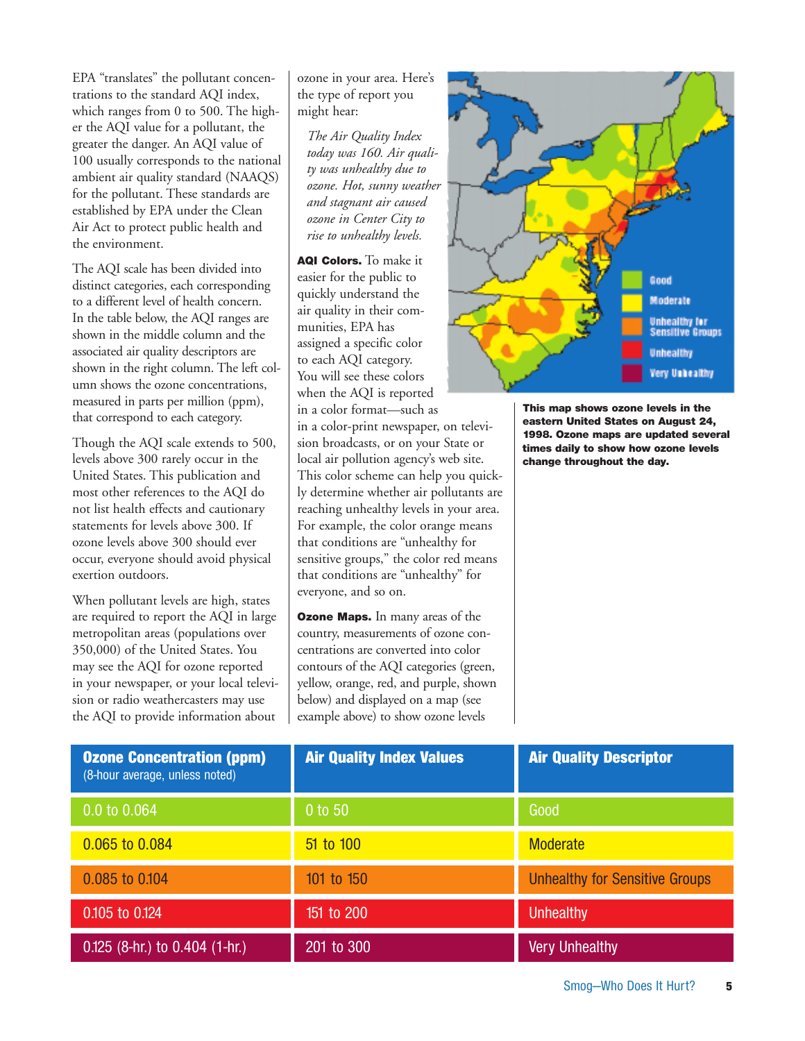EPA "translates" the pollutant concentrations to the standard AQI index, which ranges from 0 to 500. The higher the AQI value for a pollutant, the greater the danger. An AQI value of 100 usually corresponds to the national ambient air quality standard (NAAQS) for the pollutant. These standards are established by EPA under the Clean Air Act to protect public health and the environment.

The AQI scale has been divided into distinct categories, each corresponding to a different level of health concern. In the table below, the AQI ranges are shown in the middle column and the associated air quality descriptors are shown in the right column. The left column shows the ozone concentrations, measured in parts per million (ppm), that correspond to each category.

Though the AQI scale extends to 500, levels above 300 rarely occur in the United States. This publication and most other references to the AQI do not list health effects and cautionary statements for levels above 300. If ozone levels above 300 should ever occur, everyone should avoid physical exertion outdoors.

When pollutant levels are high, states are required to report the AQI in large metropolitan areas (populations over 350,000) of the United States. You may see the AQI for ozone reported in your newspaper, or your local television or radio weathercasters may use the AQI to provide information about ozone in your area. Here's the type of report you might hear:

*The Air Quality Index today was 160. Air quality was unhealthy due to ozone. Hot, sunny weather and stagnant air caused ozone in Center City to rise to unhealthy levels.*

**AQI Colors.** To make it easier for the public to quickly understand the air quality in their communities, EPA has assigned a specific color to each AQI category. You will see these colors when the AQI is reported in a color format—such as in a color-print newspaper, on television broadcasts, or on your State or local air pollution agency's web site. This color scheme can help you quickly determine whether air pollutants are reaching unhealthy levels in your area. For example, the color orange means that conditions are "unhealthy for sensitive groups," the color red means that conditions are "unhealthy" for everyone, and so on.

**Ozone Maps.** In many areas of the country, measurements of ozone concentrations are converted into color contours of the AQI categories (green, yellow, orange, red, and purple, shown below) and displayed on a map (see example above) to show ozone levels

Good
Moderate
Unhealthy for Sensitive Groups
Unhealthy
Very Unhealthy

**This map shows ozone levels in the eastern United States on August 24, 1998. Ozone maps are updated several times daily to show how ozone levels change throughout the day.**

| Ozone Concentration (ppm) (8-hour average, unless noted) | Air Quality Index Values | Air Quality Descriptor |
|---|---|---|
| 0.0 to 0.064 | 0 to 50 | Good |
| 0.065 to 0.084 | 51 to 100 | Moderate |
| 0.085 to 0.104 | 101 to 150 | Unhealthy for Sensitive Groups |
| 0.105 to 0.124 | 151 to 200 | Unhealthy |
| 0.125 (8-hr.) to 0.404 (1-hr.) | 201 to 300 | Very Unhealthy |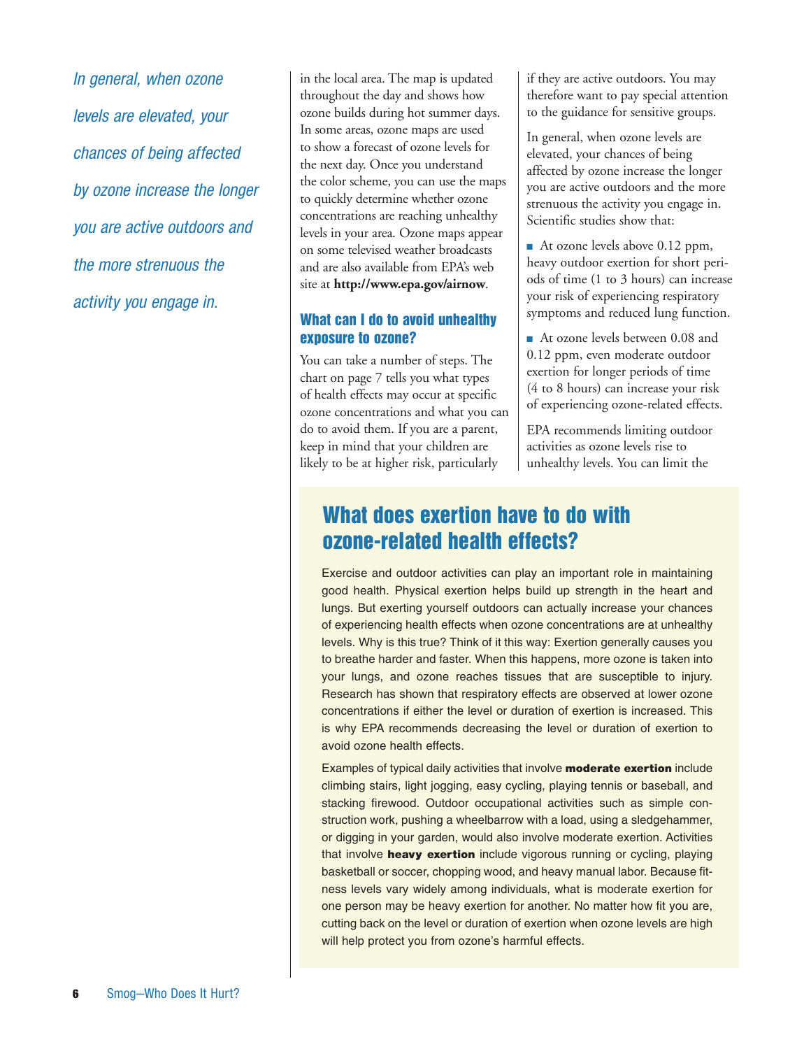*In general, when ozone levels are elevated, your chances of being affected by ozone increase the longer you are active outdoors and the more strenuous the activity you engage in.*

in the local area. The map is updated throughout the day and shows how ozone builds during hot summer days. In some areas, ozone maps are used to show a forecast of ozone levels for the next day. Once you understand the color scheme, you can use the maps to quickly determine whether ozone concentrations are reaching unhealthy levels in your area. Ozone maps appear on some televised weather broadcasts and are also available from EPA's web site at **http://www.epa.gov/airnow**.

### What can I do to avoid unhealthy exposure to ozone?

You can take a number of steps. The chart on page 7 tells you what types of health effects may occur at specific ozone concentrations and what you can do to avoid them. If you are a parent, keep in mind that your children are likely to be at higher risk, particularly if they are active outdoors. You may therefore want to pay special attention to the guidance for sensitive groups.

In general, when ozone levels are elevated, your chances of being affected by ozone increase the longer you are active outdoors and the more strenuous the activity you engage in. Scientific studies show that:

- At ozone levels above 0.12 ppm, heavy outdoor exertion for short periods of time (1 to 3 hours) can increase your risk of experiencing respiratory symptoms and reduced lung function.
- At ozone levels between 0.08 and 0.12 ppm, even moderate outdoor exertion for longer periods of time (4 to 8 hours) can increase your risk of experiencing ozone-related effects.

EPA recommends limiting outdoor activities as ozone levels rise to unhealthy levels. You can limit the

## What does exertion have to do with ozone-related health effects?

Exercise and outdoor activities can play an important role in maintaining good health. Physical exertion helps build up strength in the heart and lungs. But exerting yourself outdoors can actually increase your chances of experiencing health effects when ozone concentrations are at unhealthy levels. Why is this true? Think of it this way: Exertion generally causes you to breathe harder and faster. When this happens, more ozone is taken into your lungs, and ozone reaches tissues that are susceptible to injury. Research has shown that respiratory effects are observed at lower ozone concentrations if either the level or duration of exertion is increased. This is why EPA recommends decreasing the level or duration of exertion to avoid ozone health effects.

Examples of typical daily activities that involve **moderate exertion** include climbing stairs, light jogging, easy cycling, playing tennis or baseball, and stacking firewood. Outdoor occupational activities such as simple construction work, pushing a wheelbarrow with a load, using a sledgehammer, or digging in your garden, would also involve moderate exertion. Activities that involve **heavy exertion** include vigorous running or cycling, playing basketball or soccer, chopping wood, and heavy manual labor. Because fitness levels vary widely among individuals, what is moderate exertion for one person may be heavy exertion for another. No matter how fit you are, cutting back on the level or duration of exertion when ozone levels are high will help protect you from ozone's harmful effects.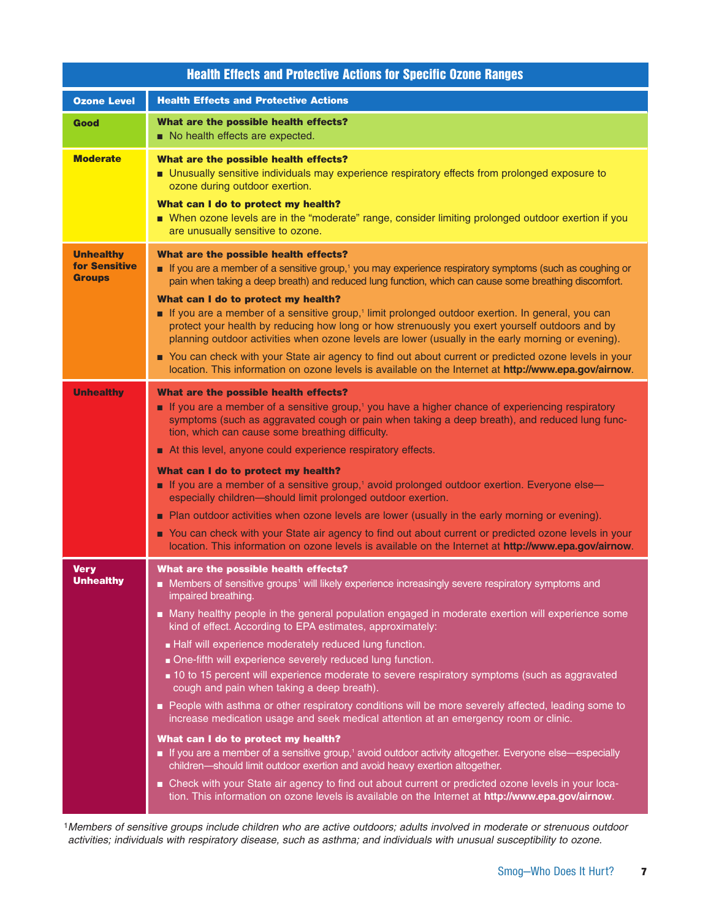## Health Effects and Protective Actions for Specific Ozone Ranges

| Ozone Level | Health Effects and Protective Actions |
|---|---|
| **Good** | **What are the possible health effects?**<br>■ No health effects are expected. |
| **Moderate** | **What are the possible health effects?**<br>■ Unusually sensitive individuals may experience respiratory effects from prolonged exposure to ozone during outdoor exertion.<br>**What can I do to protect my health?**<br>■ When ozone levels are in the "moderate" range, consider limiting prolonged outdoor exertion if you are unusually sensitive to ozone. |
| **Unhealthy for Sensitive Groups** | **What are the possible health effects?**<br>■ If you are a member of a sensitive group,[1] you may experience respiratory symptoms (such as coughing or pain when taking a deep breath) and reduced lung function, which can cause some breathing discomfort.<br>**What can I do to protect my health?**<br>■ If you are a member of a sensitive group,[1] limit prolonged outdoor exertion. In general, you can protect your health by reducing how long or how strenuously you exert yourself outdoors and by planning outdoor activities when ozone levels are lower (usually in the early morning or evening).<br>■ You can check with your State air agency to find out about current or predicted ozone levels in your location. This information on ozone levels is available on the Internet at **http://www.epa.gov/airnow**. |
| **Unhealthy** | **What are the possible health effects?**<br>■ If you are a member of a sensitive group,[1] you have a higher chance of experiencing respiratory symptoms (such as aggravated cough or pain when taking a deep breath), and reduced lung function, which can cause some breathing difficulty.<br>■ At this level, anyone could experience respiratory effects.<br>**What can I do to protect my health?**<br>■ If you are a member of a sensitive group,[1] avoid prolonged outdoor exertion. Everyone else—especially children—should limit prolonged outdoor exertion.<br>■ Plan outdoor activities when ozone levels are lower (usually in the early morning or evening).<br>■ You can check with your State air agency to find out about current or predicted ozone levels in your location. This information on ozone levels is available on the Internet at **http://www.epa.gov/airnow**. |
| **Very Unhealthy** | **What are the possible health effects?**<br>■ Members of sensitive groups[1] will likely experience increasingly severe respiratory symptoms and impaired breathing.<br>■ Many healthy people in the general population engaged in moderate exertion will experience some kind of effect. According to EPA estimates, approximately:<br>&nbsp;&nbsp;■ Half will experience moderately reduced lung function.<br>&nbsp;&nbsp;■ One-fifth will experience severely reduced lung function.<br>&nbsp;&nbsp;■ 10 to 15 percent will experience moderate to severe respiratory symptoms (such as aggravated cough and pain when taking a deep breath).<br>■ People with asthma or other respiratory conditions will be more severely affected, leading some to increase medication usage and seek medical attention at an emergency room or clinic.<br>**What can I do to protect my health?**<br>■ If you are a member of a sensitive group,[1] avoid outdoor activity altogether. Everyone else—especially children—should limit outdoor exertion and avoid heavy exertion altogether.<br>■ Check with your State air agency to find out about current or predicted ozone levels in your location. This information on ozone levels is available on the Internet at **http://www.epa.gov/airnow**. |

[1]*Members of sensitive groups include children who are active outdoors; adults involved in moderate or strenuous outdoor activities; individuals with respiratory disease, such as asthma; and individuals with unusual susceptibility to ozone.*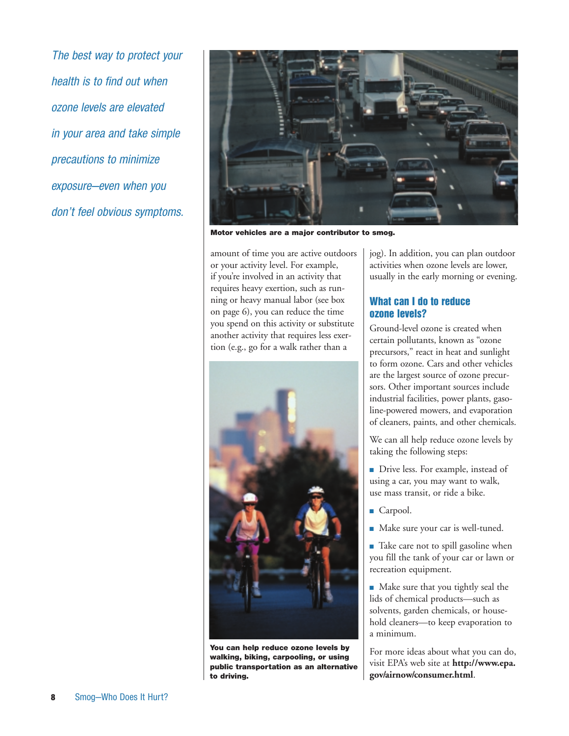*The best way to protect your health is to find out when ozone levels are elevated in your area and take simple precautions to minimize exposure—even when you don't feel obvious symptoms.*

**Motor vehicles are a major contributor to smog.**

amount of time you are active outdoors or your activity level. For example, if you're involved in an activity that requires heavy exertion, such as running or heavy manual labor (see box on page 6), you can reduce the time you spend on this activity or substitute another activity that requires less exertion (e.g., go for a walk rather than a jog). In addition, you can plan outdoor activities when ozone levels are lower, usually in the early morning or evening.

**You can help reduce ozone levels by walking, biking, carpooling, or using public transportation as an alternative to driving.**

## What can I do to reduce ozone levels?

Ground-level ozone is created when certain pollutants, known as "ozone precursors," react in heat and sunlight to form ozone. Cars and other vehicles are the largest source of ozone precursors. Other important sources include industrial facilities, power plants, gasoline-powered mowers, and evaporation of cleaners, paints, and other chemicals.

We can all help reduce ozone levels by taking the following steps:

- Drive less. For example, instead of using a car, you may want to walk, use mass transit, or ride a bike.
- Carpool.
- Make sure your car is well-tuned.
- Take care not to spill gasoline when you fill the tank of your car or lawn or recreation equipment.
- Make sure that you tightly seal the lids of chemical products—such as solvents, garden chemicals, or household cleaners—to keep evaporation to a minimum.

For more ideas about what you can do, visit EPA's web site at **http://www.epa.gov/airnow/consumer.html**.